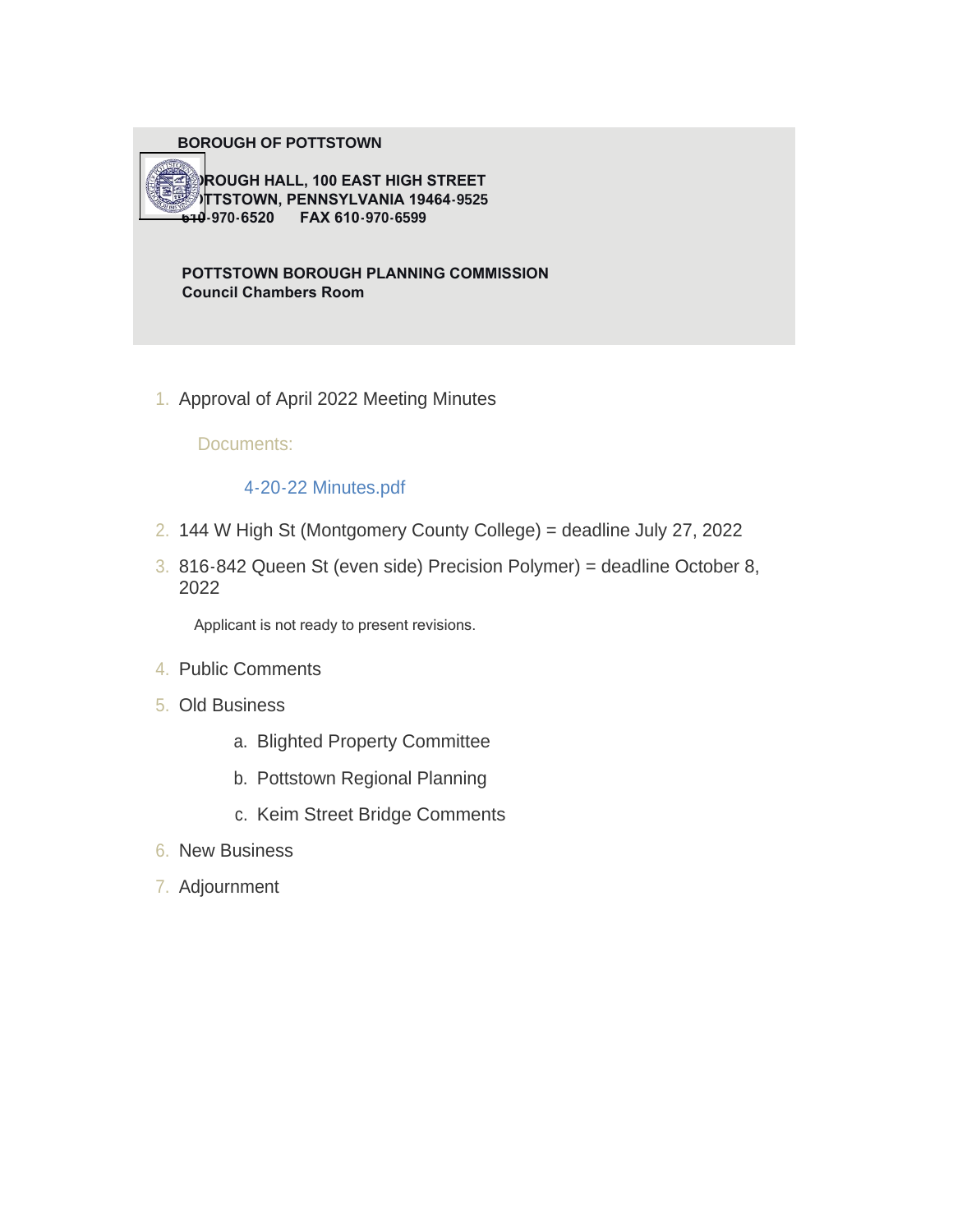**BOROUGH OF POTTSTOWN**

**BOROUGH HALL, 100 EAST HIGH STREET**
**POTTSTOWN, PENNSYLVANIA 19464-9525**
**610-970-6520 FAX 610-970-6599**

**POTTSTOWN BOROUGH PLANNING COMMISSION**
**Council Chambers Room**

1. Approval of April 2022 Meeting Minutes

   Documents:

   4-20-22 Minutes.pdf

2. 144 W High St (Montgomery County College) = deadline July 27, 2022
3. 816-842 Queen St (even side) Precision Polymer) = deadline October 8, 2022

   Applicant is not ready to present revisions.

4. Public Comments
5. Old Business
   a. Blighted Property Committee
   b. Pottstown Regional Planning
   c. Keim Street Bridge Comments
6. New Business
7. Adjournment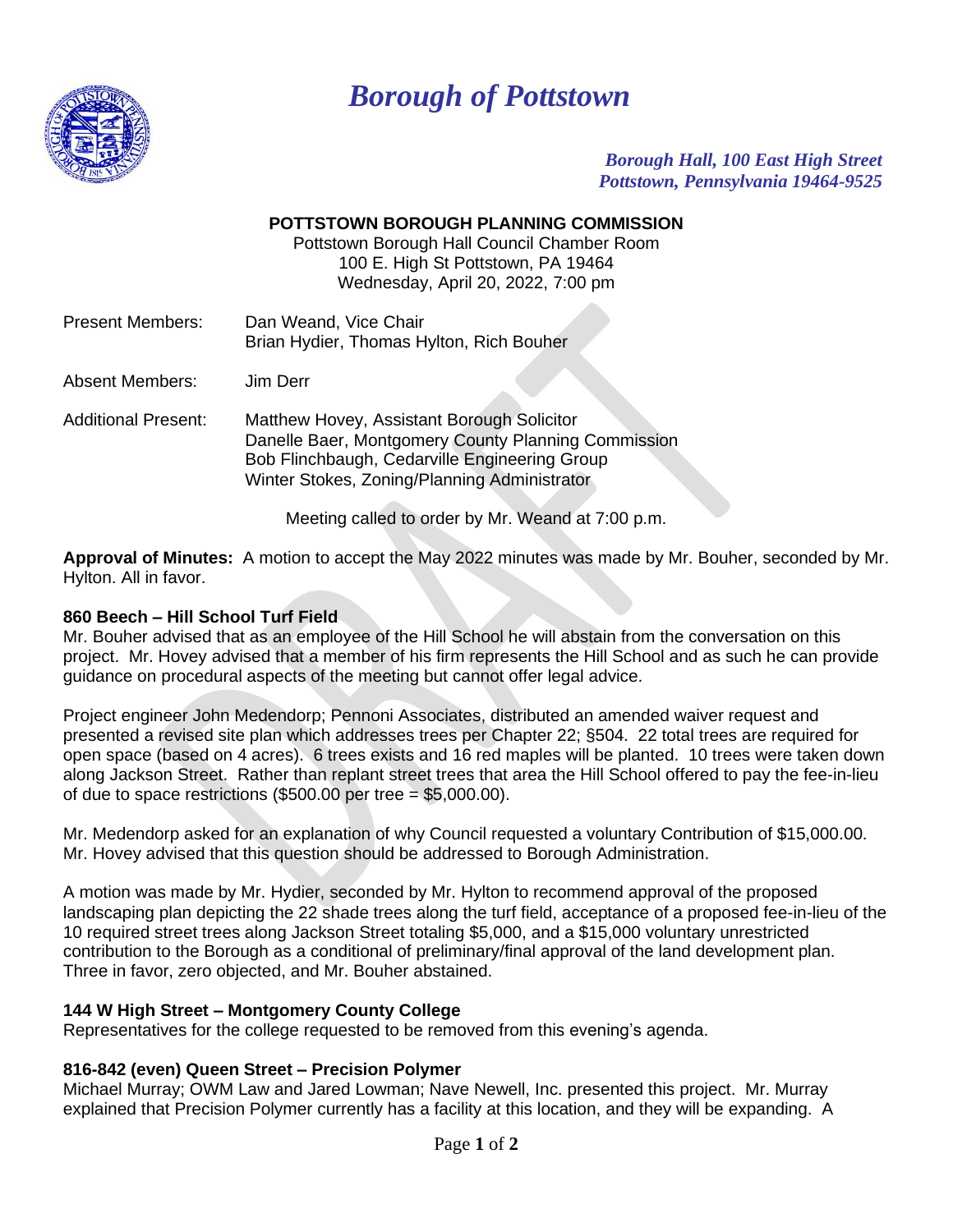# *Borough of Pottstown*

*Borough Hall, 100 East High Street*
*Pottstown, Pennsylvania 19464-9525*

**POTTSTOWN BOROUGH PLANNING COMMISSION**
Pottstown Borough Hall Council Chamber Room
100 E. High St Pottstown, PA 19464
Wednesday, April 20, 2022, 7:00 pm

| | |
|---|---|
| Present Members: | Dan Weand, Vice Chair<br>Brian Hydier, Thomas Hylton, Rich Bouher |
| Absent Members: | Jim Derr |
| Additional Present: | Matthew Hovey, Assistant Borough Solicitor<br>Danelle Baer, Montgomery County Planning Commission<br>Bob Flinchbaugh, Cedarville Engineering Group<br>Winter Stokes, Zoning/Planning Administrator |

Meeting called to order by Mr. Weand at 7:00 p.m.

**Approval of Minutes:** A motion to accept the May 2022 minutes was made by Mr. Bouher, seconded by Mr. Hylton. All in favor.

**860 Beech – Hill School Turf Field**
Mr. Bouher advised that as an employee of the Hill School he will abstain from the conversation on this project. Mr. Hovey advised that a member of his firm represents the Hill School and as such he can provide guidance on procedural aspects of the meeting but cannot offer legal advice.

Project engineer John Medendorp; Pennoni Associates, distributed an amended waiver request and presented a revised site plan which addresses trees per Chapter 22; §504. 22 total trees are required for open space (based on 4 acres). 6 trees exists and 16 red maples will be planted. 10 trees were taken down along Jackson Street. Rather than replant street trees that area the Hill School offered to pay the fee-in-lieu of due to space restrictions ($500.00 per tree = $5,000.00).

Mr. Medendorp asked for an explanation of why Council requested a voluntary Contribution of $15,000.00. Mr. Hovey advised that this question should be addressed to Borough Administration.

A motion was made by Mr. Hydier, seconded by Mr. Hylton to recommend approval of the proposed landscaping plan depicting the 22 shade trees along the turf field, acceptance of a proposed fee-in-lieu of the 10 required street trees along Jackson Street totaling $5,000, and a $15,000 voluntary unrestricted contribution to the Borough as a conditional of preliminary/final approval of the land development plan. Three in favor, zero objected, and Mr. Bouher abstained.

**144 W High Street – Montgomery County College**
Representatives for the college requested to be removed from this evening's agenda.

**816-842 (even) Queen Street – Precision Polymer**
Michael Murray; OWM Law and Jared Lowman; Nave Newell, Inc. presented this project. Mr. Murray explained that Precision Polymer currently has a facility at this location, and they will be expanding. A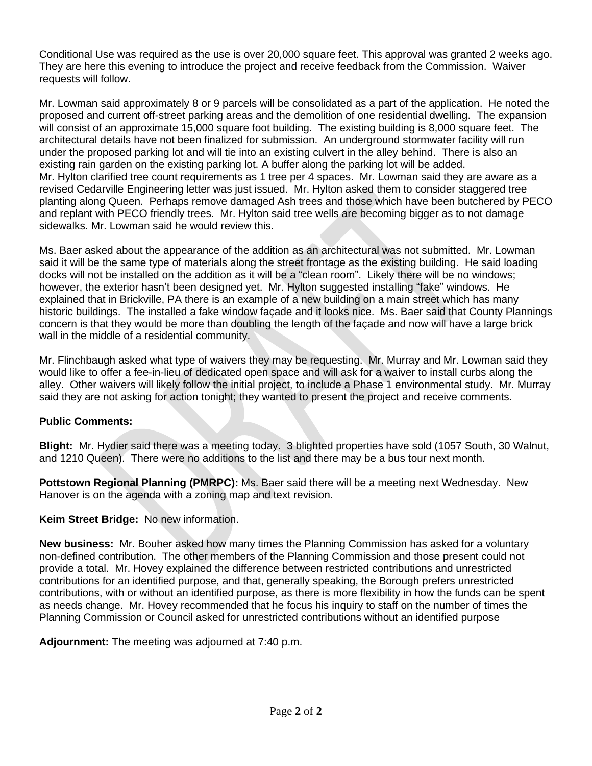Conditional Use was required as the use is over 20,000 square feet. This approval was granted 2 weeks ago. They are here this evening to introduce the project and receive feedback from the Commission. Waiver requests will follow.

Mr. Lowman said approximately 8 or 9 parcels will be consolidated as a part of the application. He noted the proposed and current off-street parking areas and the demolition of one residential dwelling. The expansion will consist of an approximate 15,000 square foot building. The existing building is 8,000 square feet. The architectural details have not been finalized for submission. An underground stormwater facility will run under the proposed parking lot and will tie into an existing culvert in the alley behind. There is also an existing rain garden on the existing parking lot. A buffer along the parking lot will be added.
Mr. Hylton clarified tree count requirements as 1 tree per 4 spaces. Mr. Lowman said they are aware as a revised Cedarville Engineering letter was just issued. Mr. Hylton asked them to consider staggered tree planting along Queen. Perhaps remove damaged Ash trees and those which have been butchered by PECO and replant with PECO friendly trees. Mr. Hylton said tree wells are becoming bigger as to not damage sidewalks. Mr. Lowman said he would review this.

Ms. Baer asked about the appearance of the addition as an architectural was not submitted. Mr. Lowman said it will be the same type of materials along the street frontage as the existing building. He said loading docks will not be installed on the addition as it will be a "clean room". Likely there will be no windows; however, the exterior hasn't been designed yet. Mr. Hylton suggested installing "fake" windows. He explained that in Brickville, PA there is an example of a new building on a main street which has many historic buildings. The installed a fake window façade and it looks nice. Ms. Baer said that County Plannings concern is that they would be more than doubling the length of the façade and now will have a large brick wall in the middle of a residential community.

Mr. Flinchbaugh asked what type of waivers they may be requesting. Mr. Murray and Mr. Lowman said they would like to offer a fee-in-lieu of dedicated open space and will ask for a waiver to install curbs along the alley. Other waivers will likely follow the initial project, to include a Phase 1 environmental study. Mr. Murray said they are not asking for action tonight; they wanted to present the project and receive comments.

**Public Comments:**

**Blight:** Mr. Hydier said there was a meeting today. 3 blighted properties have sold (1057 South, 30 Walnut, and 1210 Queen). There were no additions to the list and there may be a bus tour next month.

**Pottstown Regional Planning (PMRPC):** Ms. Baer said there will be a meeting next Wednesday. New Hanover is on the agenda with a zoning map and text revision.

**Keim Street Bridge:** No new information.

**New business:** Mr. Bouher asked how many times the Planning Commission has asked for a voluntary non-defined contribution. The other members of the Planning Commission and those present could not provide a total. Mr. Hovey explained the difference between restricted contributions and unrestricted contributions for an identified purpose, and that, generally speaking, the Borough prefers unrestricted contributions, with or without an identified purpose, as there is more flexibility in how the funds can be spent as needs change. Mr. Hovey recommended that he focus his inquiry to staff on the number of times the Planning Commission or Council asked for unrestricted contributions without an identified purpose

**Adjournment:** The meeting was adjourned at 7:40 p.m.